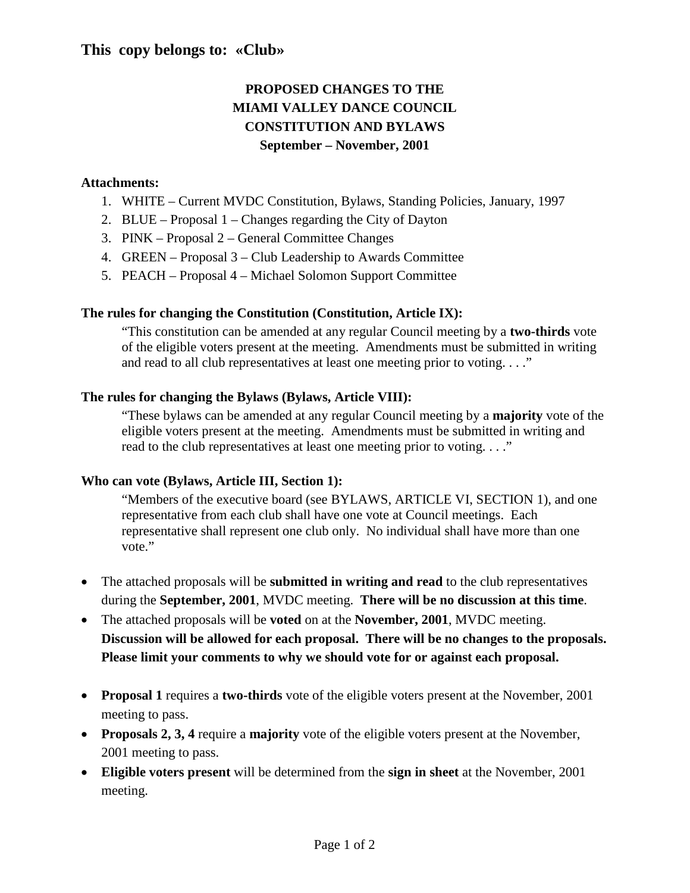**This copy belongs to: «Club»**

# PROPOSED CHANGES TO THE MIAMI VALLEY DANCE COUNCIL CONSTITUTION AND BYLAWS

**September – November, 2001**

**Attachments:**

1. WHITE – Current MVDC Constitution, Bylaws, Standing Policies, January, 1997
2. BLUE – Proposal 1 – Changes regarding the City of Dayton
3. PINK – Proposal 2 – General Committee Changes
4. GREEN – Proposal 3 – Club Leadership to Awards Committee
5. PEACH – Proposal 4 – Michael Solomon Support Committee

**The rules for changing the Constitution (Constitution, Article IX):**

> "This constitution can be amended at any regular Council meeting by a **two-thirds** vote of the eligible voters present at the meeting. Amendments must be submitted in writing and read to all club representatives at least one meeting prior to voting. . . ."

**The rules for changing the Bylaws (Bylaws, Article VIII):**

> "These bylaws can be amended at any regular Council meeting by a **majority** vote of the eligible voters present at the meeting. Amendments must be submitted in writing and read to the club representatives at least one meeting prior to voting. . . ."

**Who can vote (Bylaws, Article III, Section 1):**

> "Members of the executive board (see BYLAWS, ARTICLE VI, SECTION 1), and one representative from each club shall have one vote at Council meetings. Each representative shall represent one club only. No individual shall have more than one vote."

- The attached proposals will be **submitted in writing and read** to the club representatives during the **September, 2001**, MVDC meeting. **There will be no discussion at this time**.
- The attached proposals will be **voted** on at the **November, 2001**, MVDC meeting. **Discussion will be allowed for each proposal. There will be no changes to the proposals. Please limit your comments to why we should vote for or against each proposal.**

- **Proposal 1** requires a **two-thirds** vote of the eligible voters present at the November, 2001 meeting to pass.
- **Proposals 2, 3, 4** require a **majority** vote of the eligible voters present at the November, 2001 meeting to pass.
- **Eligible voters present** will be determined from the **sign in sheet** at the November, 2001 meeting.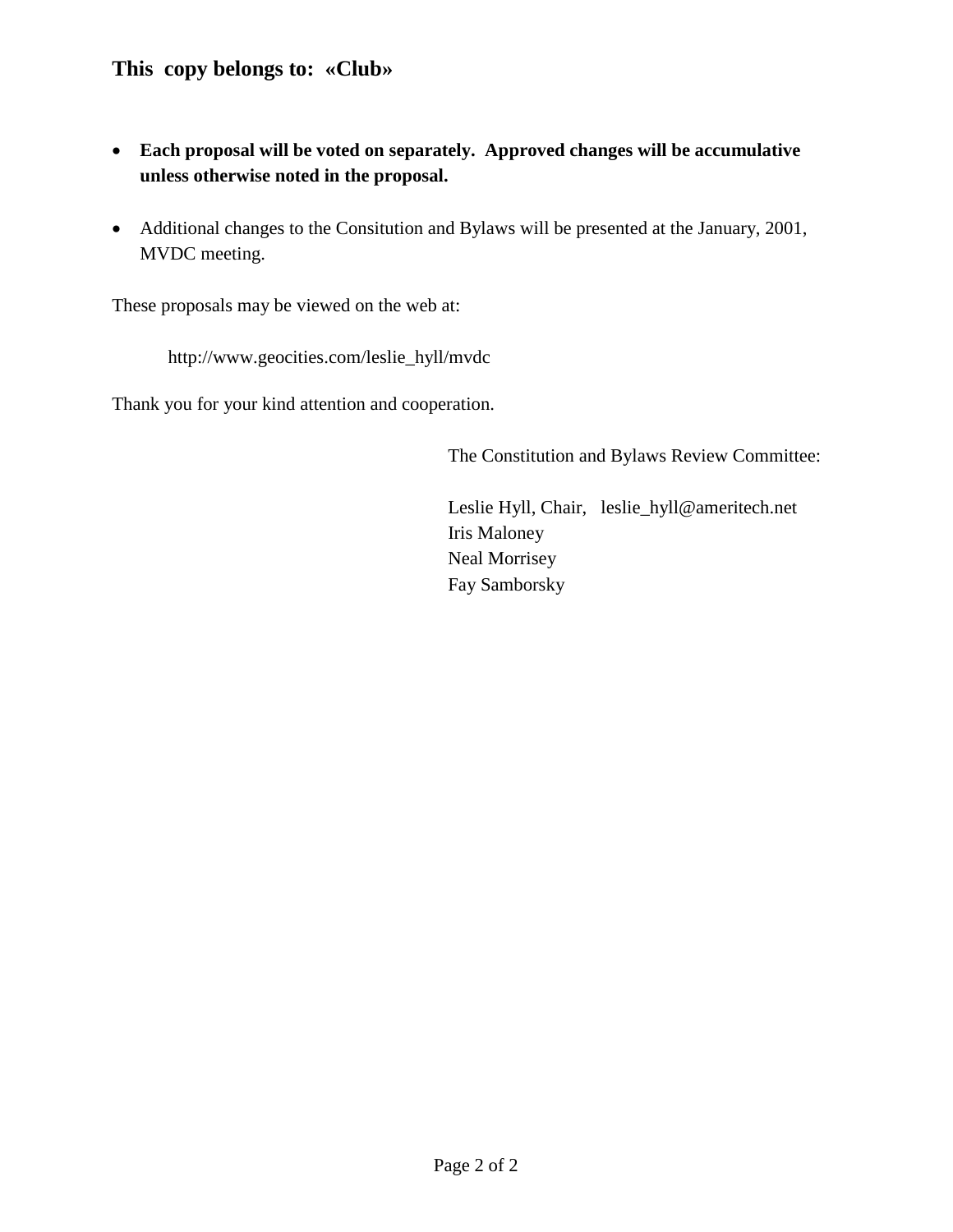**This copy belongs to: «Club»**

- **Each proposal will be voted on separately. Approved changes will be accumulative unless otherwise noted in the proposal.**
- Additional changes to the Consitution and Bylaws will be presented at the January, 2001, MVDC meeting.

These proposals may be viewed on the web at:

http://www.geocities.com/leslie_hyll/mvdc

Thank you for your kind attention and cooperation.

The Constitution and Bylaws Review Committee:

Leslie Hyll, Chair, leslie_hyll@ameritech.net
Iris Maloney
Neal Morrisey
Fay Samborsky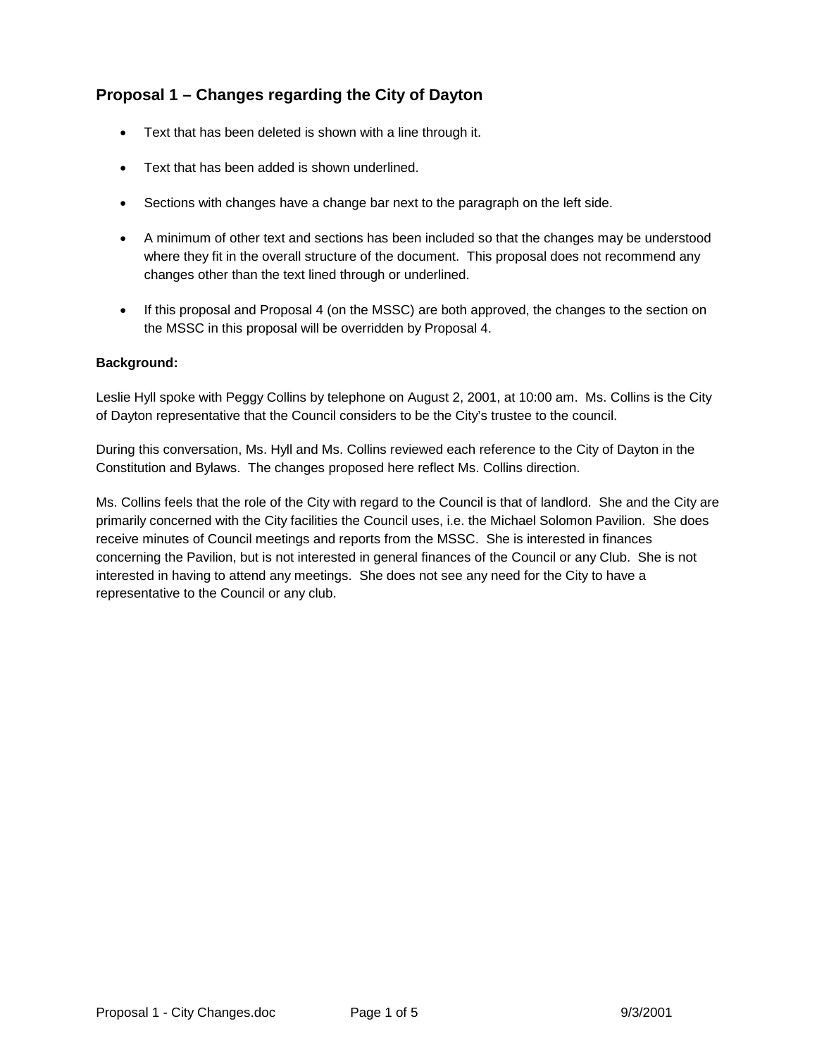## Proposal 1 – Changes regarding the City of Dayton

- Text that has been deleted is shown with a line through it.
- Text that has been added is shown underlined.
- Sections with changes have a change bar next to the paragraph on the left side.
- A minimum of other text and sections has been included so that the changes may be understood where they fit in the overall structure of the document. This proposal does not recommend any changes other than the text lined through or underlined.
- If this proposal and Proposal 4 (on the MSSC) are both approved, the changes to the section on the MSSC in this proposal will be overridden by Proposal 4.

**Background:**

Leslie Hyll spoke with Peggy Collins by telephone on August 2, 2001, at 10:00 am. Ms. Collins is the City of Dayton representative that the Council considers to be the City's trustee to the council.

During this conversation, Ms. Hyll and Ms. Collins reviewed each reference to the City of Dayton in the Constitution and Bylaws. The changes proposed here reflect Ms. Collins direction.

Ms. Collins feels that the role of the City with regard to the Council is that of landlord. She and the City are primarily concerned with the City facilities the Council uses, i.e. the Michael Solomon Pavilion. She does receive minutes of Council meetings and reports from the MSSC. She is interested in finances concerning the Pavilion, but is not interested in general finances of the Council or any Club. She is not interested in having to attend any meetings. She does not see any need for the City to have a representative to the Council or any club.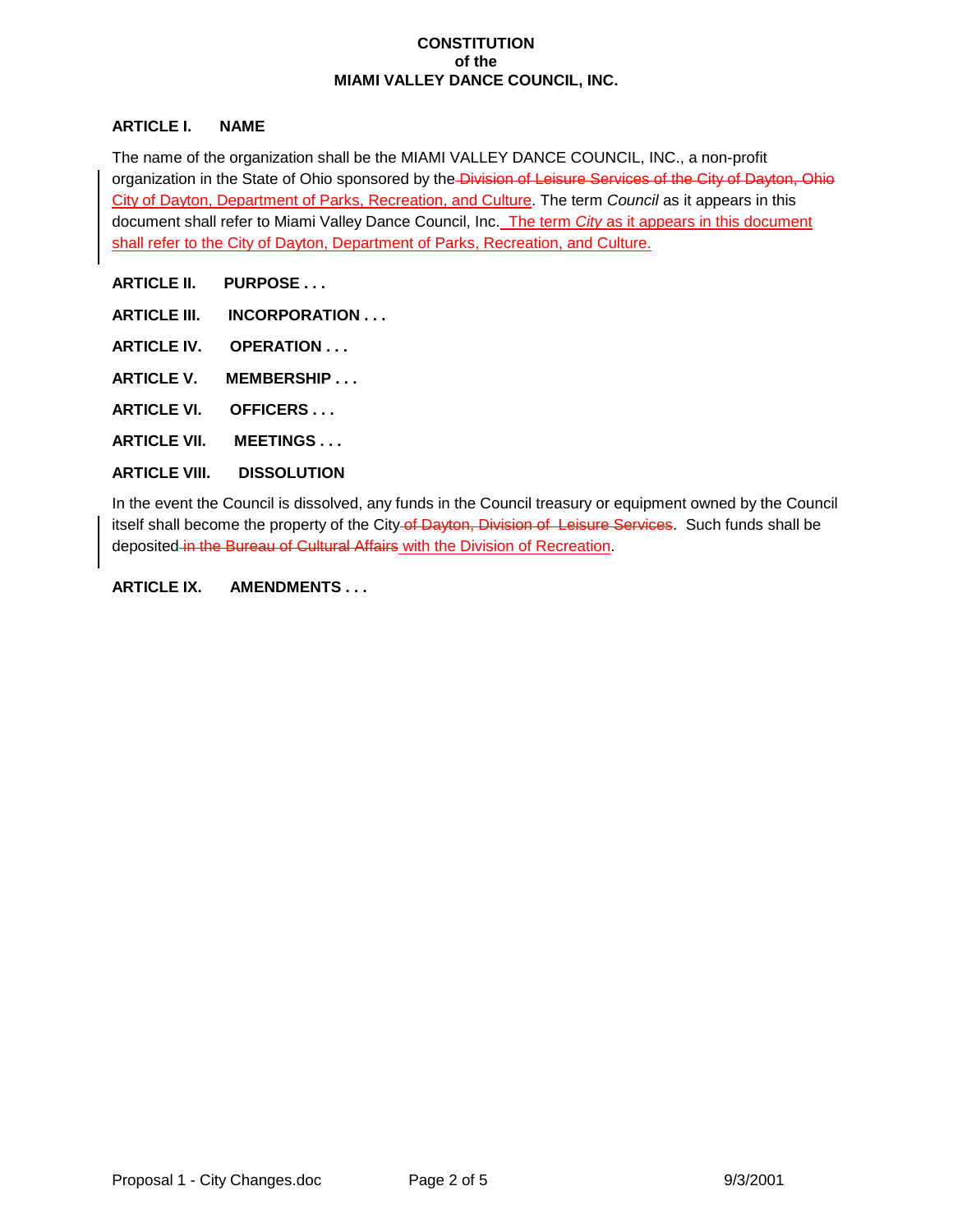**CONSTITUTION**
**of the**
**MIAMI VALLEY DANCE COUNCIL, INC.**

## ARTICLE I. NAME

The name of the organization shall be the MIAMI VALLEY DANCE COUNCIL, INC., a non-profit organization in the State of Ohio sponsored by the ~~Division of Leisure Services of the City of Dayton, Ohio~~ City of Dayton, Department of Parks, Recreation, and Culture. The term *Council* as it appears in this document shall refer to Miami Valley Dance Council, Inc. The term *City* as it appears in this document shall refer to the City of Dayton, Department of Parks, Recreation, and Culture.

## ARTICLE II. PURPOSE . . .

## ARTICLE III. INCORPORATION . . .

## ARTICLE IV. OPERATION . . .

## ARTICLE V. MEMBERSHIP . . .

## ARTICLE VI. OFFICERS . . .

## ARTICLE VII. MEETINGS . . .

## ARTICLE VIII. DISSOLUTION

In the event the Council is dissolved, any funds in the Council treasury or equipment owned by the Council itself shall become the property of the City ~~of Dayton, Division of Leisure Services~~. Such funds shall be deposited ~~in the Bureau of Cultural Affairs~~ with the Division of Recreation.

## ARTICLE IX. AMENDMENTS . . .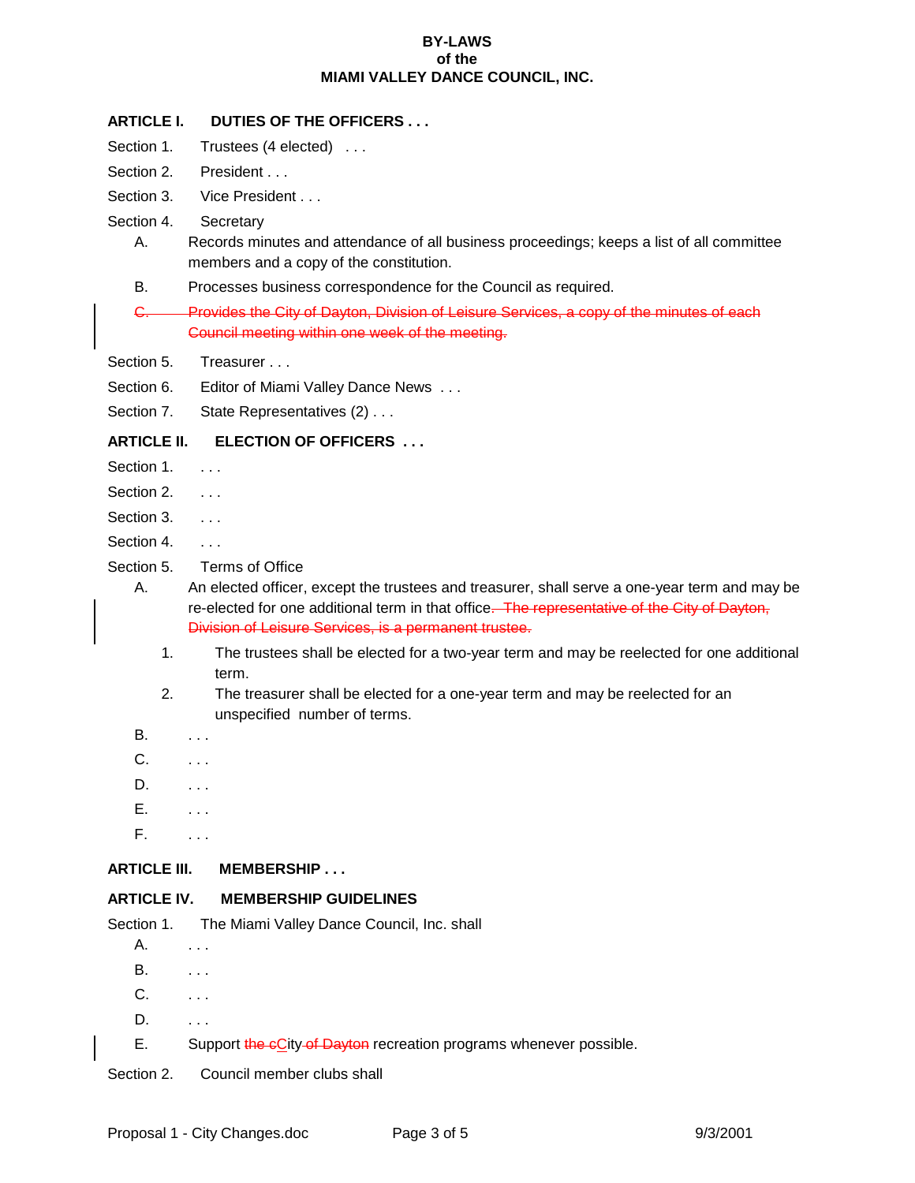**BY-LAWS**
**of the**
**MIAMI VALLEY DANCE COUNCIL, INC.**

**ARTICLE I. DUTIES OF THE OFFICERS . . .**

Section 1. Trustees (4 elected) . . .

Section 2. President . . .

Section 3. Vice President . . .

Section 4. Secretary

A. Records minutes and attendance of all business proceedings; keeps a list of all committee members and a copy of the constitution.

B. Processes business correspondence for the Council as required.

~~C. Provides the City of Dayton, Division of Leisure Services, a copy of the minutes of each Council meeting within one week of the meeting.~~

Section 5. Treasurer . . .

Section 6. Editor of Miami Valley Dance News . . .

Section 7. State Representatives (2) . . .

**ARTICLE II. ELECTION OF OFFICERS . . .**

Section 1. . . .

Section 2. . . .

Section 3. . . .

Section 4. . . .

Section 5. Terms of Office

A. An elected officer, except the trustees and treasurer, shall serve a one-year term and may be re-elected for one additional term in that office.~~ The representative of the City of Dayton, Division of Leisure Services, is a permanent trustee.~~

1. The trustees shall be elected for a two-year term and may be reelected for one additional term.
2. The treasurer shall be elected for a one-year term and may be reelected for an unspecified number of terms.

B. . . .

C. . . .

D. . . .

E. . . .

F. . . .

**ARTICLE III. MEMBERSHIP . . .**

**ARTICLE IV. MEMBERSHIP GUIDELINES**

Section 1. The Miami Valley Dance Council, Inc. shall

A. . . .

B. . . .

C. . . .

D. . . .

E. Support ~~the c~~City~~ of Dayton~~ recreation programs whenever possible.

Section 2. Council member clubs shall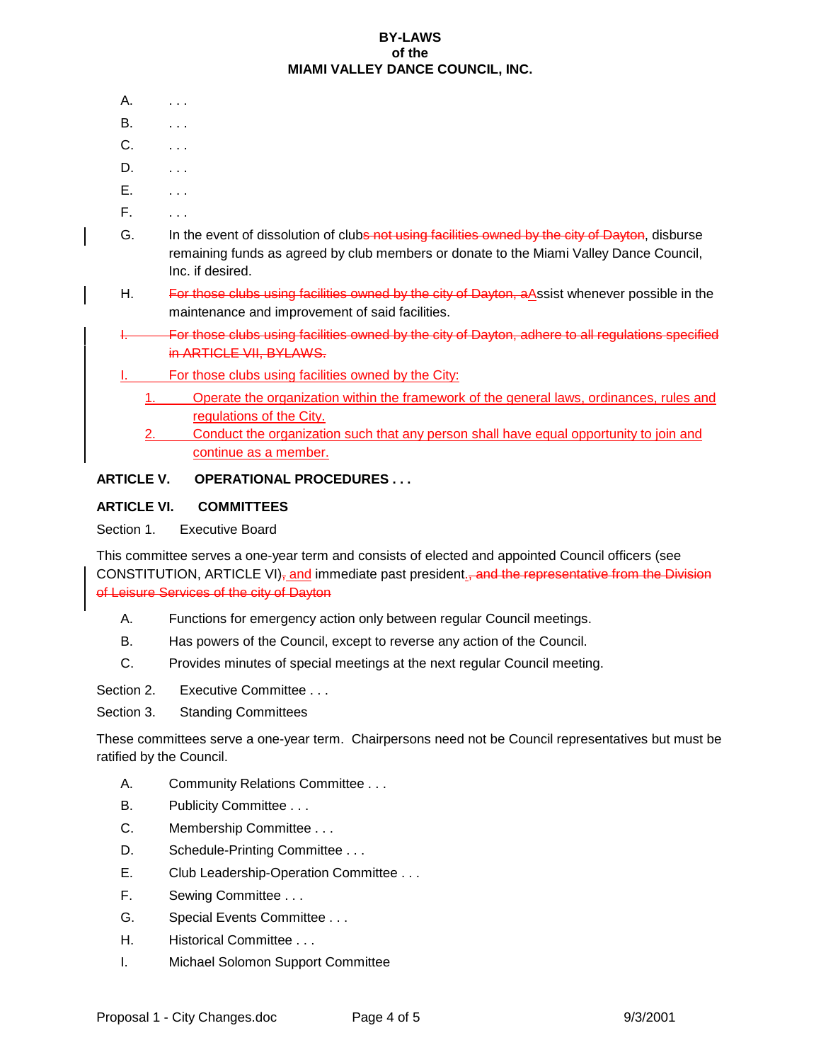**BY-LAWS**
**of the**
**MIAMI VALLEY DANCE COUNCIL, INC.**

A. . . .

B. . . .

C. . . .

D. . . .

E. . . .

F. . . .

G. In the event of dissolution of club~~s not using facilities owned by the city of Dayton~~, disburse remaining funds as agreed by club members or donate to the Miami Valley Dance Council, Inc. if desired.

H. ~~For those clubs using facilities owned by the city of Dayton, a~~Assist whenever possible in the maintenance and improvement of said facilities.

~~I. For those clubs using facilities owned by the city of Dayton, adhere to all regulations specified in ARTICLE VII, BYLAWS.~~

I. For those clubs using facilities owned by the City:

1. Operate the organization within the framework of the general laws, ordinances, rules and regulations of the City.
2. Conduct the organization such that any person shall have equal opportunity to join and continue as a member.

**ARTICLE V. OPERATIONAL PROCEDURES . . .**

**ARTICLE VI. COMMITTEES**

Section 1. Executive Board

This committee serves a one-year term and consists of elected and appointed Council officers (see CONSTITUTION, ARTICLE VI)~~,~~ and immediate past president.~~, and the representative from the Division of Leisure Services of the city of Dayton~~

A. Functions for emergency action only between regular Council meetings.

B. Has powers of the Council, except to reverse any action of the Council.

C. Provides minutes of special meetings at the next regular Council meeting.

Section 2. Executive Committee . . .

Section 3. Standing Committees

These committees serve a one-year term. Chairpersons need not be Council representatives but must be ratified by the Council.

A. Community Relations Committee . . .

B. Publicity Committee . . .

C. Membership Committee . . .

D. Schedule-Printing Committee . . .

E. Club Leadership-Operation Committee . . .

F. Sewing Committee . . .

G. Special Events Committee . . .

H. Historical Committee . . .

I. Michael Solomon Support Committee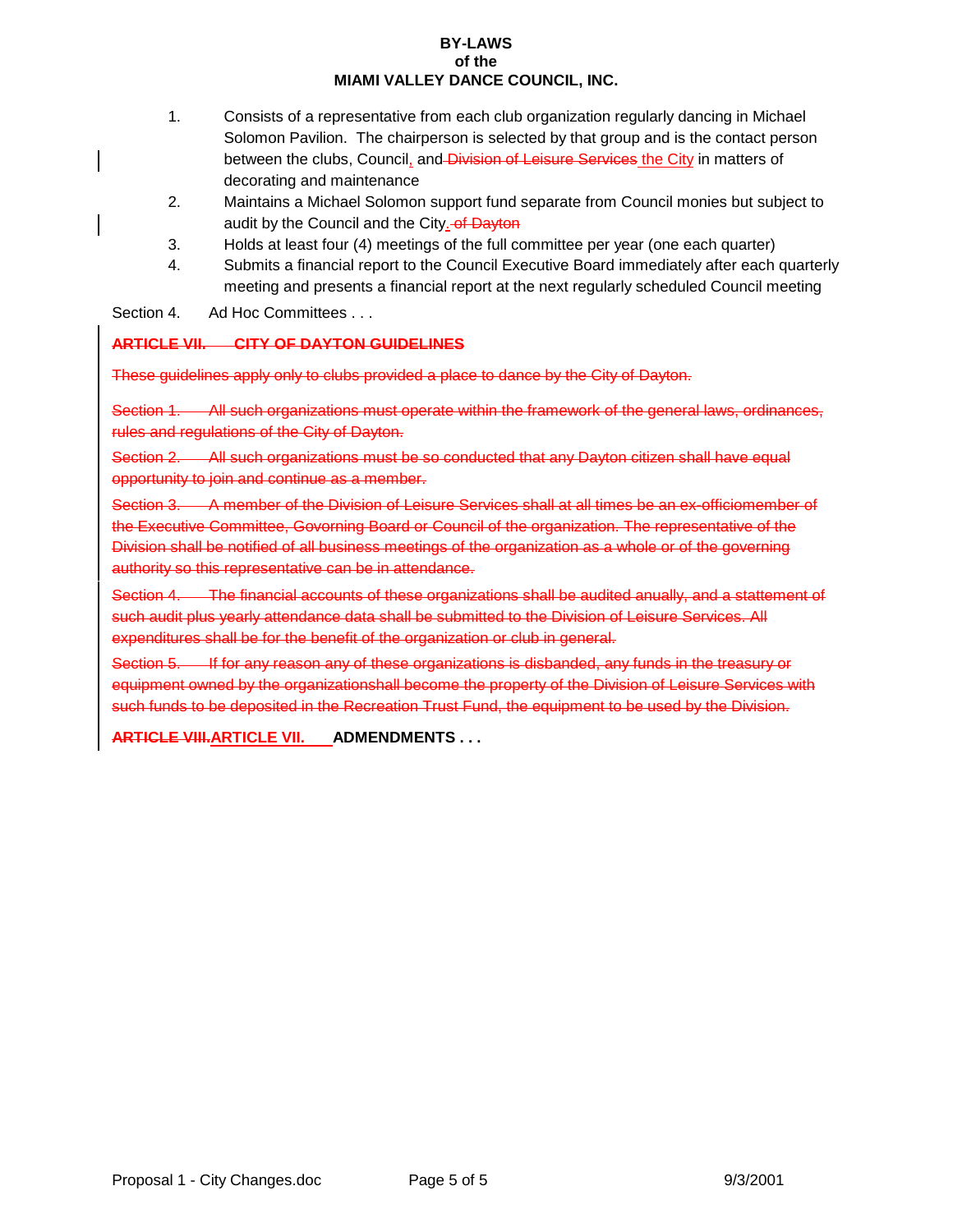**BY-LAWS**
**of the**
**MIAMI VALLEY DANCE COUNCIL, INC.**

1. Consists of a representative from each club organization regularly dancing in Michael Solomon Pavilion. The chairperson is selected by that group and is the contact person between the clubs, Council, and ~~Division of Leisure Services~~ the City in matters of decorating and maintenance
2. Maintains a Michael Solomon support fund separate from Council monies but subject to audit by the Council and the City. ~~of Dayton~~
3. Holds at least four (4) meetings of the full committee per year (one each quarter)
4. Submits a financial report to the Council Executive Board immediately after each quarterly meeting and presents a financial report at the next regularly scheduled Council meeting

Section 4. Ad Hoc Committees . . .

~~**ARTICLE VII. CITY OF DAYTON GUIDELINES**~~

~~These guidelines apply only to clubs provided a place to dance by the City of Dayton.~~

~~Section 1. All such organizations must operate within the framework of the general laws, ordinances, rules and regulations of the City of Dayton.~~

~~Section 2. All such organizations must be so conducted that any Dayton citizen shall have equal opportunity to join and continue as a member.~~

~~Section 3. A member of the Division of Leisure Services shall at all times be an ex-officiomember of the Executive Committee, Governing Board or Council of the organization. The representative of the Division shall be notified of all business meetings of the organization as a whole or of the governing authority so this representative can be in attendance.~~

~~Section 4. The financial accounts of these organizations shall be audited anually, and a stattement of such audit plus yearly attendance data shall be submitted to the Division of Leisure Services. All expenditures shall be for the benefit of the organization or club in general.~~

~~Section 5. If for any reason any of these organizations is disbanded, any funds in the treasury or equipment owned by the organizationshall become the property of the Division of Leisure Services with such funds to be deposited in the Recreation Trust Fund, the equipment to be used by the Division.~~

~~**ARTICLE VIII.**~~ **ARTICLE VII. ADMENDMENTS . . .**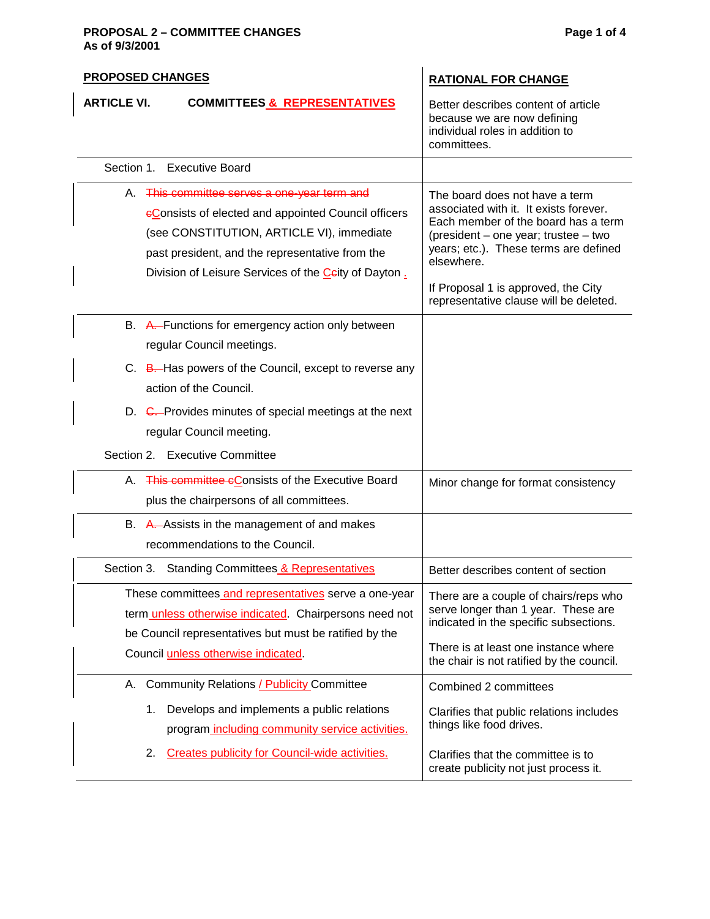**PROPOSAL 2 – COMMITTEE CHANGES**
**As of 9/3/2001**

| PROPOSED CHANGES | RATIONAL FOR CHANGE |
|---|---|
| **ARTICLE VI. COMMITTEES ~~&~~ & REPRESENTATIVES** | Better describes content of article because we are now defining individual roles in addition to committees. |
| Section 1. Executive Board | |
| A. ~~This committee serves a one-year term and c~~Consists of elected and appointed Council officers (see CONSTITUTION, ARTICLE VI), immediate past president, and the representative from the Division of Leisure Services of the ~~C~~city of Dayton . | The board does not have a term associated with it. It exists forever. Each member of the board has a term (president – one year; trustee – two years; etc.). These terms are defined elsewhere.<br><br>If Proposal 1 is approved, the City representative clause will be deleted. |
| B. ~~A.~~ Functions for emergency action only between regular Council meetings.<br>C. ~~B.~~ Has powers of the Council, except to reverse any action of the Council.<br>D. ~~C.~~ Provides minutes of special meetings at the next regular Council meeting.<br>Section 2. Executive Committee | |
| A. ~~This committee c~~Consists of the Executive Board plus the chairpersons of all committees. | Minor change for format consistency |
| B. ~~A.~~ Assists in the management of and makes recommendations to the Council. | |
| Section 3. Standing Committees & Representatives | Better describes content of section |
| These committees and representatives serve a one-year term unless otherwise indicated. Chairpersons need not be Council representatives but must be ratified by the Council unless otherwise indicated. | There are a couple of chairs/reps who serve longer than 1 year. These are indicated in the specific subsections.<br><br>There is at least one instance where the chair is not ratified by the council. |
| A. Community Relations / Publicity Committee<br>1. Develops and implements a public relations program including community service activities.<br>2. Creates publicity for Council-wide activities. | Combined 2 committees<br><br>Clarifies that public relations includes things like food drives.<br><br>Clarifies that the committee is to create publicity not just process it. |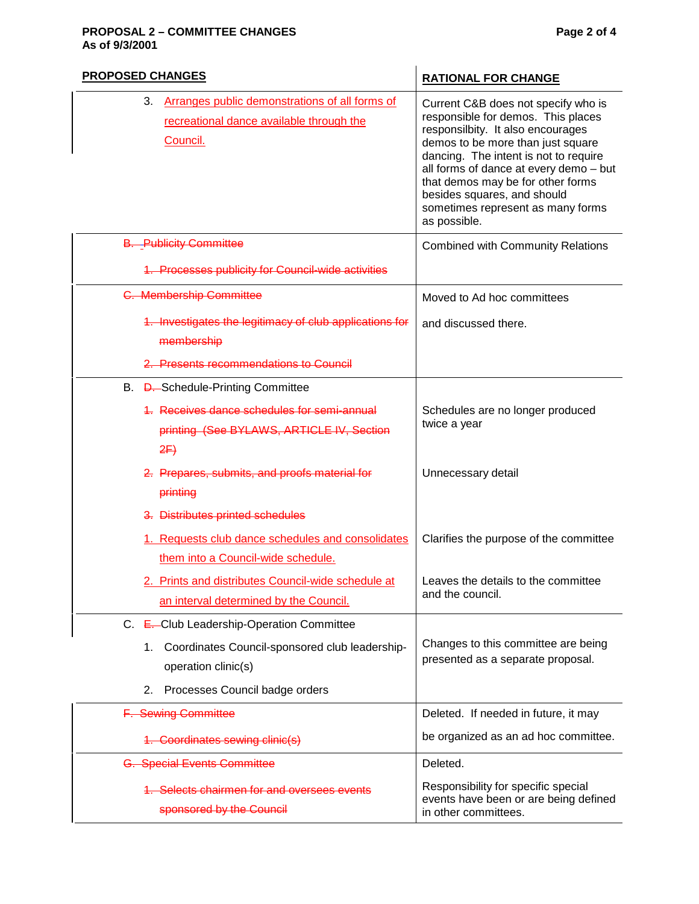| PROPOSED CHANGES | RATIONAL FOR CHANGE |
|---|---|
| 3. <ins>Arranges public demonstrations of all forms of recreational dance available through the Council.</ins> | Current C&B does not specify who is responsible for demos. This places responsilbity. It also encourages demos to be more than just square dancing. The intent is not to require all forms of dance at every demo – but that demos may be for other forms besides squares, and should sometimes represent as many forms as possible. |
| ~~B. Publicity Committee~~<br>~~1. Processes publicity for Council-wide activities~~ | Combined with Community Relations |
| ~~C. Membership Committee~~<br>~~1. Investigates the legitimacy of club applications for membership~~<br>~~2. Presents recommendations to Council~~ | Moved to Ad hoc committees and discussed there. |
| B. ~~D.~~ Schedule-Printing Committee | |
| ~~1. Receives dance schedules for semi-annual printing (See BYLAWS, ARTICLE IV, Section 2F)~~ | Schedules are no longer produced twice a year |
| ~~2. Prepares, submits, and proofs material for printing~~ | Unnecessary detail |
| ~~3. Distributes printed schedules~~ | |
| <ins>1. Requests club dance schedules and consolidates them into a Council-wide schedule.</ins> | Clarifies the purpose of the committee |
| <ins>2. Prints and distributes Council-wide schedule at an interval determined by the Council.</ins> | Leaves the details to the committee and the council. |
| C. ~~E.~~ Club Leadership-Operation Committee<br>1. Coordinates Council-sponsored club leadership-operation clinic(s)<br>2. Processes Council badge orders | Changes to this committee are being presented as a separate proposal. |
| ~~F. Sewing Committee~~<br>~~1. Coordinates sewing clinic(s)~~ | Deleted. If needed in future, it may be organized as an ad hoc committee. |
| ~~G. Special Events Committee~~<br>~~1. Selects chairmen for and oversees events sponsored by the Council~~ | Deleted.<br>Responsibility for specific special events have been or are being defined in other committees. |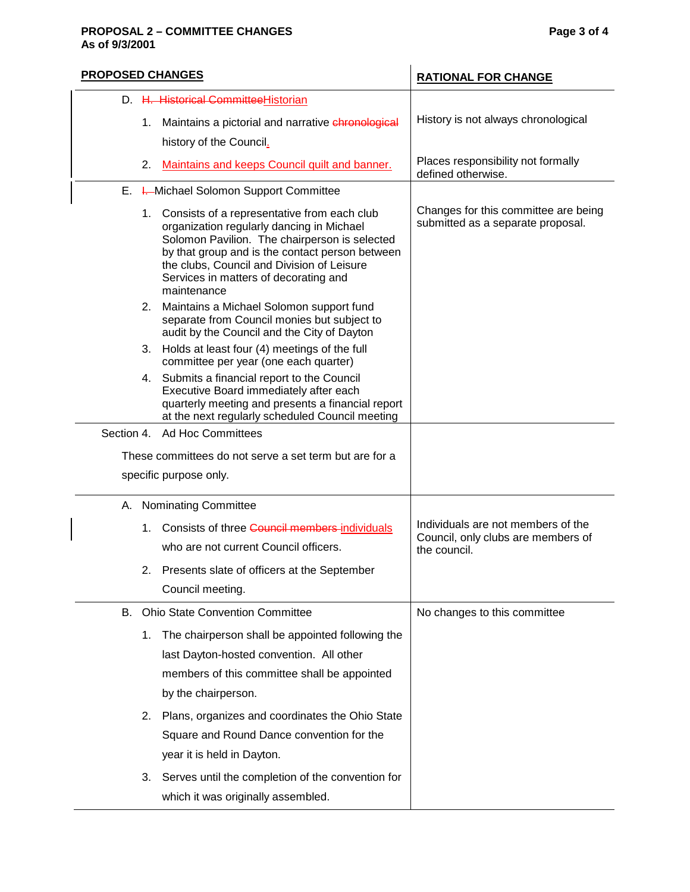| PROPOSED CHANGES | RATIONAL FOR CHANGE |
|---|---|
| D. ~~H. Historical Committee~~Historian<br>1. Maintains a pictorial and narrative ~~chronological~~ history of the Council.<br>2. Maintains and keeps Council quilt and banner. | History is not always chronological<br><br>Places responsibility not formally defined otherwise. |
| E. ~~I.~~ Michael Solomon Support Committee<br>1. Consists of a representative from each club organization regularly dancing in Michael Solomon Pavilion. The chairperson is selected by that group and is the contact person between the clubs, Council and Division of Leisure Services in matters of decorating and maintenance<br>2. Maintains a Michael Solomon support fund separate from Council monies but subject to audit by the Council and the City of Dayton<br>3. Holds at least four (4) meetings of the full committee per year (one each quarter)<br>4. Submits a financial report to the Council Executive Board immediately after each quarterly meeting and presents a financial report at the next regularly scheduled Council meeting | Changes for this committee are being submitted as a separate proposal. |
| Section 4. Ad Hoc Committees<br>These committees do not serve a set term but are for a specific purpose only. | |
| A. Nominating Committee<br>1. Consists of three ~~Council members~~ individuals who are not current Council officers.<br>2. Presents slate of officers at the September Council meeting. | Individuals are not members of the Council, only clubs are members of the council. |
| B. Ohio State Convention Committee<br>1. The chairperson shall be appointed following the last Dayton-hosted convention. All other members of this committee shall be appointed by the chairperson.<br>2. Plans, organizes and coordinates the Ohio State Square and Round Dance convention for the year it is held in Dayton.<br>3. Serves until the completion of the convention for which it was originally assembled. | No changes to this committee |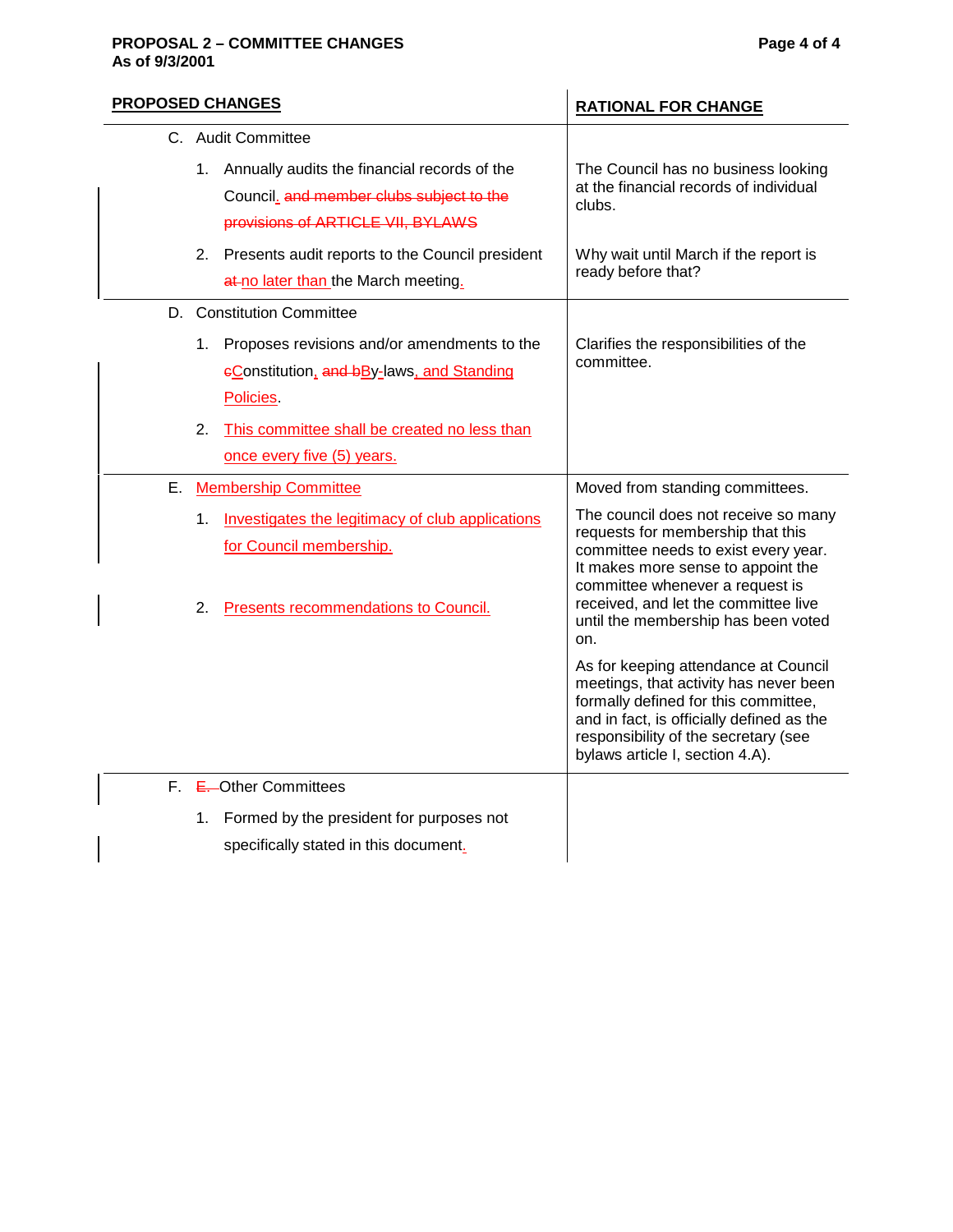| PROPOSED CHANGES | RATIONAL FOR CHANGE |
| --- | --- |
| C. Audit Committee | |
| 1. Annually audits the financial records of the Council. ~~and member clubs subject to the provisions of ARTICLE VII, BYLAWS~~ | The Council has no business looking at the financial records of individual clubs. |
| 2. Presents audit reports to the Council president ~~at~~ no later than the March meeting. | Why wait until March if the report is ready before that? |
| D. Constitution Committee | |
| 1. Proposes revisions and/or amendments to the ~~c~~Constitution, ~~and b~~By-laws, and Standing Policies. | Clarifies the responsibilities of the committee. |
| 2. This committee shall be created no less than once every five (5) years. | |
| E. Membership Committee | Moved from standing committees. |
| 1. Investigates the legitimacy of club applications for Council membership. | The council does not receive so many requests for membership that this committee needs to exist every year. It makes more sense to appoint the committee whenever a request is received, and let the committee live until the membership has been voted on. |
| 2. Presents recommendations to Council. | As for keeping attendance at Council meetings, that activity has never been formally defined for this committee, and in fact, is officially defined as the responsibility of the secretary (see bylaws article I, section 4.A). |
| F. ~~E.~~ Other Committees | |
| 1. Formed by the president for purposes not specifically stated in this document. | |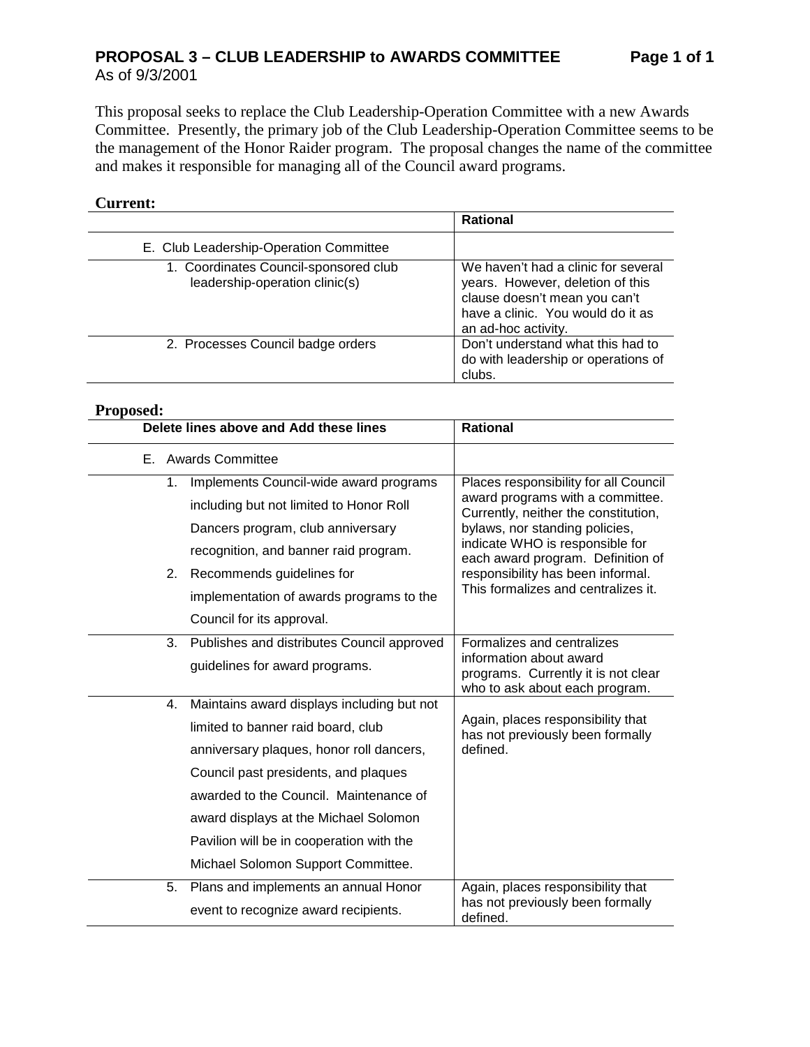## PROPOSAL 3 – CLUB LEADERSHIP to AWARDS COMMITTEE

As of 9/3/2001

This proposal seeks to replace the Club Leadership-Operation Committee with a new Awards Committee. Presently, the primary job of the Club Leadership-Operation Committee seems to be the management of the Honor Raider program. The proposal changes the name of the committee and makes it responsible for managing all of the Council award programs.

**Current:**

| | Rational |
|---|---|
| E. Club Leadership-Operation Committee | |
| 1. Coordinates Council-sponsored club leadership-operation clinic(s) | We haven't had a clinic for several years. However, deletion of this clause doesn't mean you can't have a clinic. You would do it as an ad-hoc activity. |
| 2. Processes Council badge orders | Don't understand what this had to do with leadership or operations of clubs. |

**Proposed:**

| Delete lines above and Add these lines | Rational |
|---|---|
| E. Awards Committee | |
| 1. Implements Council-wide award programs including but not limited to Honor Roll Dancers program, club anniversary recognition, and banner raid program.<br>2. Recommends guidelines for implementation of awards programs to the Council for its approval. | Places responsibility for all Council award programs with a committee. Currently, neither the constitution, bylaws, nor standing policies, indicate WHO is responsible for each award program. Definition of responsibility has been informal. This formalizes and centralizes it. |
| 3. Publishes and distributes Council approved guidelines for award programs. | Formalizes and centralizes information about award programs. Currently it is not clear who to ask about each program. |
| 4. Maintains award displays including but not limited to banner raid board, club anniversary plaques, honor roll dancers, Council past presidents, and plaques awarded to the Council. Maintenance of award displays at the Michael Solomon Pavilion will be in cooperation with the Michael Solomon Support Committee. | Again, places responsibility that has not previously been formally defined. |
| 5. Plans and implements an annual Honor event to recognize award recipients. | Again, places responsibility that has not previously been formally defined. |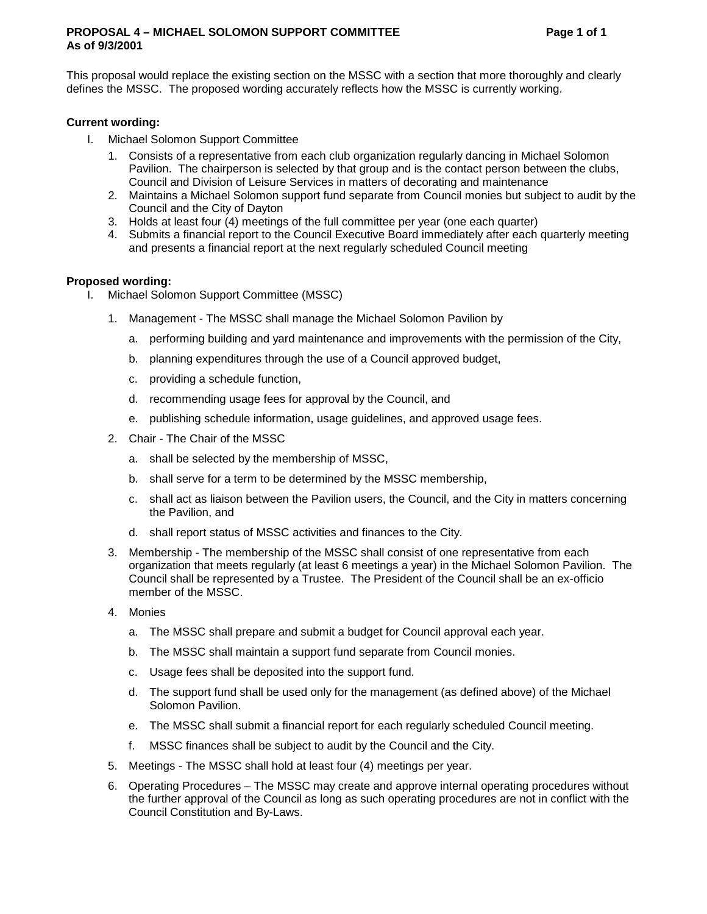**PROPOSAL 4 – MICHAEL SOLOMON SUPPORT COMMITTEE**
**As of 9/3/2001**

This proposal would replace the existing section on the MSSC with a section that more thoroughly and clearly defines the MSSC. The proposed wording accurately reflects how the MSSC is currently working.

**Current wording:**

I. Michael Solomon Support Committee
   1. Consists of a representative from each club organization regularly dancing in Michael Solomon Pavilion. The chairperson is selected by that group and is the contact person between the clubs, Council and Division of Leisure Services in matters of decorating and maintenance
   2. Maintains a Michael Solomon support fund separate from Council monies but subject to audit by the Council and the City of Dayton
   3. Holds at least four (4) meetings of the full committee per year (one each quarter)
   4. Submits a financial report to the Council Executive Board immediately after each quarterly meeting and presents a financial report at the next regularly scheduled Council meeting

**Proposed wording:**

I. Michael Solomon Support Committee (MSSC)
   1. Management - The MSSC shall manage the Michael Solomon Pavilion by
      a. performing building and yard maintenance and improvements with the permission of the City,
      b. planning expenditures through the use of a Council approved budget,
      c. providing a schedule function,
      d. recommending usage fees for approval by the Council, and
      e. publishing schedule information, usage guidelines, and approved usage fees.
   2. Chair - The Chair of the MSSC
      a. shall be selected by the membership of MSSC,
      b. shall serve for a term to be determined by the MSSC membership,
      c. shall act as liaison between the Pavilion users, the Council, and the City in matters concerning the Pavilion, and
      d. shall report status of MSSC activities and finances to the City.
   3. Membership - The membership of the MSSC shall consist of one representative from each organization that meets regularly (at least 6 meetings a year) in the Michael Solomon Pavilion. The Council shall be represented by a Trustee. The President of the Council shall be an ex-officio member of the MSSC.
   4. Monies
      a. The MSSC shall prepare and submit a budget for Council approval each year.
      b. The MSSC shall maintain a support fund separate from Council monies.
      c. Usage fees shall be deposited into the support fund.
      d. The support fund shall be used only for the management (as defined above) of the Michael Solomon Pavilion.
      e. The MSSC shall submit a financial report for each regularly scheduled Council meeting.
      f. MSSC finances shall be subject to audit by the Council and the City.
   5. Meetings - The MSSC shall hold at least four (4) meetings per year.
   6. Operating Procedures – The MSSC may create and approve internal operating procedures without the further approval of the Council as long as such operating procedures are not in conflict with the Council Constitution and By-Laws.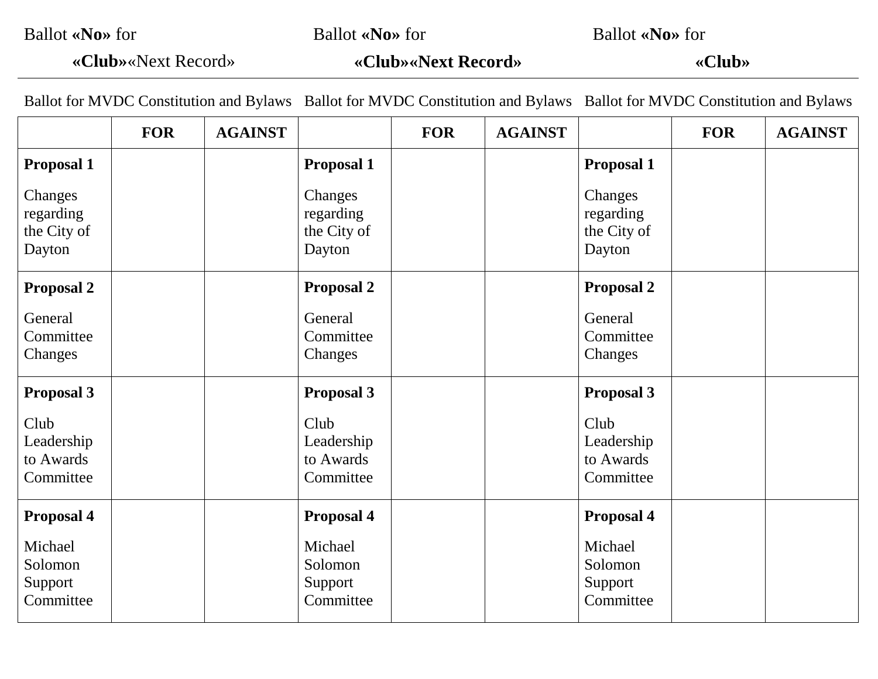Ballot **«No»** for **«Club»**«Next Record»

Ballot **«No»** for **«Club»«Next Record»**

Ballot **«No»** for **«Club»**

---

Ballot for MVDC Constitution and Bylaws

Ballot for MVDC Constitution and Bylaws

Ballot for MVDC Constitution and Bylaws

| | FOR | AGAINST | | FOR | AGAINST | | FOR | AGAINST |
|---|---|---|---|---|---|---|---|---|
| **Proposal 1** Changes regarding the City of Dayton | | | **Proposal 1** Changes regarding the City of Dayton | | | **Proposal 1** Changes regarding the City of Dayton | | |
| **Proposal 2** General Committee Changes | | | **Proposal 2** General Committee Changes | | | **Proposal 2** General Committee Changes | | |
| **Proposal 3** Club Leadership to Awards Committee | | | **Proposal 3** Club Leadership to Awards Committee | | | **Proposal 3** Club Leadership to Awards Committee | | |
| **Proposal 4** Michael Solomon Support Committee | | | **Proposal 4** Michael Solomon Support Committee | | | **Proposal 4** Michael Solomon Support Committee | | |